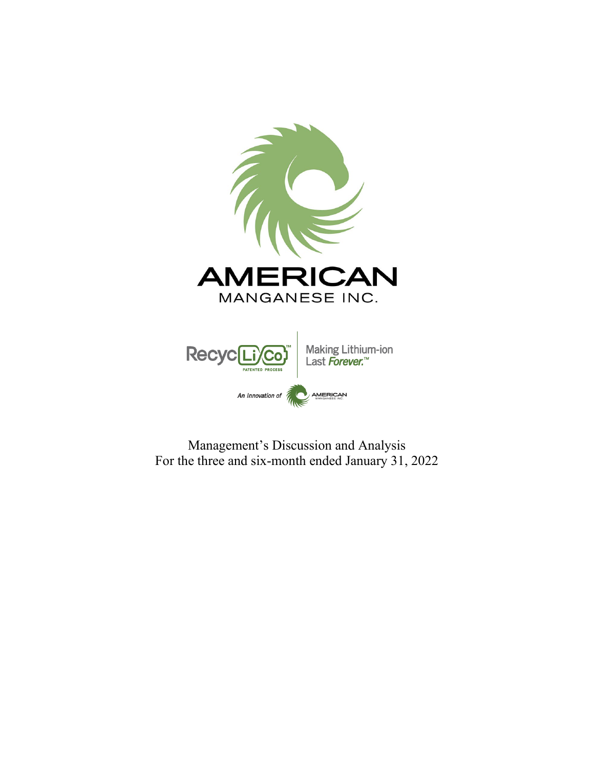# AMERICAN
MANGANESE INC.

RecycLiCo™ PATENTED PROCESS | Making Lithium-ion Last *Forever.*™

*An Innovation of* AMERICAN MANGANESE INC.

Management's Discussion and Analysis
For the three and six-month ended January 31, 2022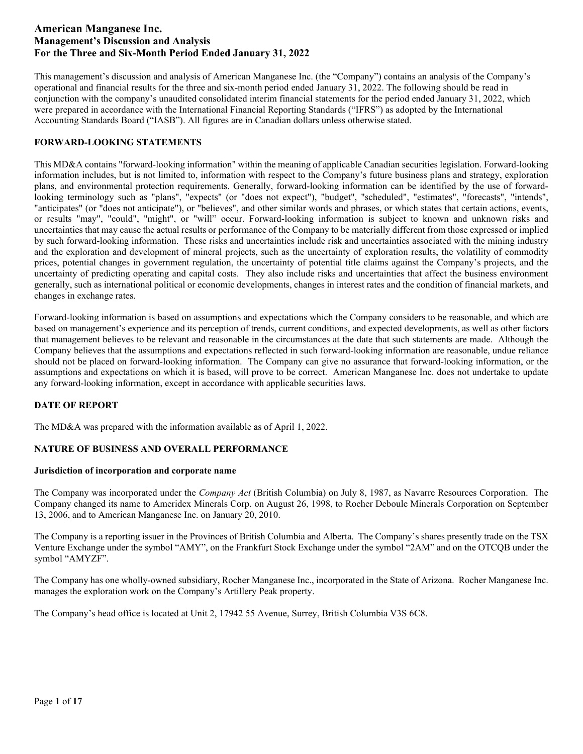# American Manganese Inc.
## Management's Discussion and Analysis
## For the Three and Six-Month Period Ended January 31, 2022

This management's discussion and analysis of American Manganese Inc. (the "Company") contains an analysis of the Company's operational and financial results for the three and six-month period ended January 31, 2022. The following should be read in conjunction with the company's unaudited consolidated interim financial statements for the period ended January 31, 2022, which were prepared in accordance with the International Financial Reporting Standards ("IFRS") as adopted by the International Accounting Standards Board ("IASB"). All figures are in Canadian dollars unless otherwise stated.

### FORWARD-LOOKING STATEMENTS

This MD&A contains "forward-looking information" within the meaning of applicable Canadian securities legislation. Forward-looking information includes, but is not limited to, information with respect to the Company's future business plans and strategy, exploration plans, and environmental protection requirements. Generally, forward-looking information can be identified by the use of forward-looking terminology such as "plans", "expects" (or "does not expect"), "budget", "scheduled", "estimates", "forecasts", "intends", "anticipates" (or "does not anticipate"), or "believes", and other similar words and phrases, or which states that certain actions, events, or results "may", "could", "might", or "will" occur. Forward-looking information is subject to known and unknown risks and uncertainties that may cause the actual results or performance of the Company to be materially different from those expressed or implied by such forward-looking information. These risks and uncertainties include risk and uncertainties associated with the mining industry and the exploration and development of mineral projects, such as the uncertainty of exploration results, the volatility of commodity prices, potential changes in government regulation, the uncertainty of potential title claims against the Company's projects, and the uncertainty of predicting operating and capital costs. They also include risks and uncertainties that affect the business environment generally, such as international political or economic developments, changes in interest rates and the condition of financial markets, and changes in exchange rates.

Forward-looking information is based on assumptions and expectations which the Company considers to be reasonable, and which are based on management's experience and its perception of trends, current conditions, and expected developments, as well as other factors that management believes to be relevant and reasonable in the circumstances at the date that such statements are made. Although the Company believes that the assumptions and expectations reflected in such forward-looking information are reasonable, undue reliance should not be placed on forward-looking information. The Company can give no assurance that forward-looking information, or the assumptions and expectations on which it is based, will prove to be correct. American Manganese Inc. does not undertake to update any forward-looking information, except in accordance with applicable securities laws.

### DATE OF REPORT

The MD&A was prepared with the information available as of April 1, 2022.

### NATURE OF BUSINESS AND OVERALL PERFORMANCE

#### Jurisdiction of incorporation and corporate name

The Company was incorporated under the *Company Act* (British Columbia) on July 8, 1987, as Navarre Resources Corporation. The Company changed its name to Ameridex Minerals Corp. on August 26, 1998, to Rocher Deboule Minerals Corporation on September 13, 2006, and to American Manganese Inc. on January 20, 2010.

The Company is a reporting issuer in the Provinces of British Columbia and Alberta. The Company's shares presently trade on the TSX Venture Exchange under the symbol "AMY", on the Frankfurt Stock Exchange under the symbol "2AM" and on the OTCQB under the symbol "AMYZF".

The Company has one wholly-owned subsidiary, Rocher Manganese Inc., incorporated in the State of Arizona. Rocher Manganese Inc. manages the exploration work on the Company's Artillery Peak property.

The Company's head office is located at Unit 2, 17942 55 Avenue, Surrey, British Columbia V3S 6C8.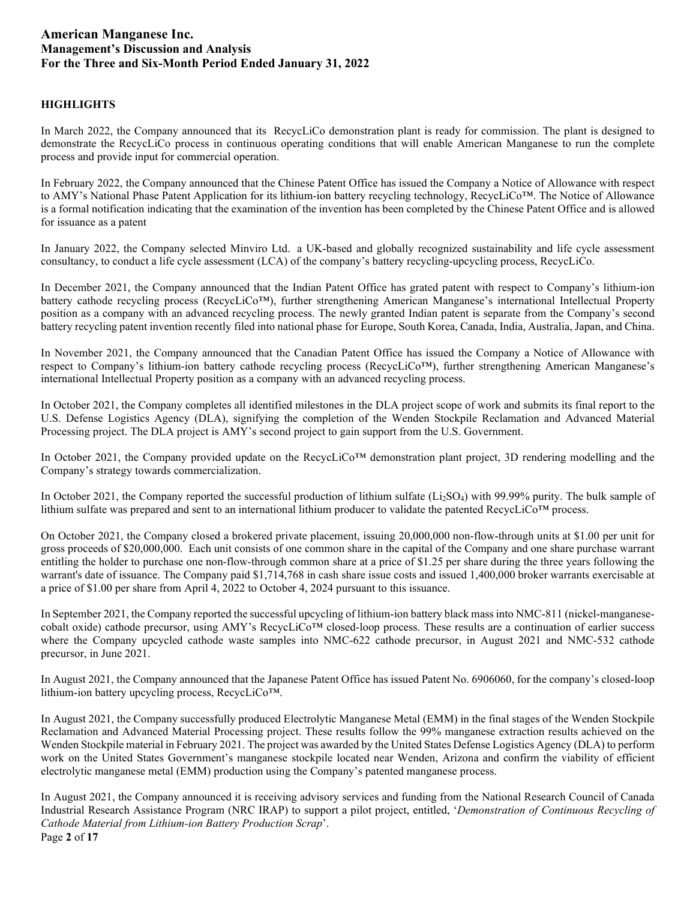## HIGHLIGHTS

In March 2022, the Company announced that its RecycLiCo demonstration plant is ready for commission. The plant is designed to demonstrate the RecycLiCo process in continuous operating conditions that will enable American Manganese to run the complete process and provide input for commercial operation.

In February 2022, the Company announced that the Chinese Patent Office has issued the Company a Notice of Allowance with respect to AMY's National Phase Patent Application for its lithium-ion battery recycling technology, RecycLiCo™. The Notice of Allowance is a formal notification indicating that the examination of the invention has been completed by the Chinese Patent Office and is allowed for issuance as a patent

In January 2022, the Company selected Minviro Ltd. a UK-based and globally recognized sustainability and life cycle assessment consultancy, to conduct a life cycle assessment (LCA) of the company's battery recycling-upcycling process, RecycLiCo.

In December 2021, the Company announced that the Indian Patent Office has grated patent with respect to Company's lithium-ion battery cathode recycling process (RecycLiCo™), further strengthening American Manganese's international Intellectual Property position as a company with an advanced recycling process. The newly granted Indian patent is separate from the Company's second battery recycling patent invention recently filed into national phase for Europe, South Korea, Canada, India, Australia, Japan, and China.

In November 2021, the Company announced that the Canadian Patent Office has issued the Company a Notice of Allowance with respect to Company's lithium-ion battery cathode recycling process (RecycLiCo™), further strengthening American Manganese's international Intellectual Property position as a company with an advanced recycling process.

In October 2021, the Company completes all identified milestones in the DLA project scope of work and submits its final report to the U.S. Defense Logistics Agency (DLA), signifying the completion of the Wenden Stockpile Reclamation and Advanced Material Processing project. The DLA project is AMY's second project to gain support from the U.S. Government.

In October 2021, the Company provided update on the RecycLiCo™ demonstration plant project, 3D rendering modelling and the Company's strategy towards commercialization.

In October 2021, the Company reported the successful production of lithium sulfate ($Li_2SO_4$) with 99.99% purity. The bulk sample of lithium sulfate was prepared and sent to an international lithium producer to validate the patented RecycLiCo™ process.

On October 2021, the Company closed a brokered private placement, issuing 20,000,000 non-flow-through units at $1.00 per unit for gross proceeds of $20,000,000. Each unit consists of one common share in the capital of the Company and one share purchase warrant entitling the holder to purchase one non-flow-through common share at a price of $1.25 per share during the three years following the warrant's date of issuance. The Company paid $1,714,768 in cash share issue costs and issued 1,400,000 broker warrants exercisable at a price of $1.00 per share from April 4, 2022 to October 4, 2024 pursuant to this issuance.

In September 2021, the Company reported the successful upcycling of lithium-ion battery black mass into NMC-811 (nickel-manganese-cobalt oxide) cathode precursor, using AMY's RecycLiCo™ closed-loop process. These results are a continuation of earlier success where the Company upcycled cathode waste samples into NMC-622 cathode precursor, in August 2021 and NMC-532 cathode precursor, in June 2021.

In August 2021, the Company announced that the Japanese Patent Office has issued Patent No. 6906060, for the company's closed-loop lithium-ion battery upcycling process, RecycLiCo™.

In August 2021, the Company successfully produced Electrolytic Manganese Metal (EMM) in the final stages of the Wenden Stockpile Reclamation and Advanced Material Processing project. These results follow the 99% manganese extraction results achieved on the Wenden Stockpile material in February 2021. The project was awarded by the United States Defense Logistics Agency (DLA) to perform work on the United States Government's manganese stockpile located near Wenden, Arizona and confirm the viability of efficient electrolytic manganese metal (EMM) production using the Company's patented manganese process.

In August 2021, the Company announced it is receiving advisory services and funding from the National Research Council of Canada Industrial Research Assistance Program (NRC IRAP) to support a pilot project, entitled, '*Demonstration of Continuous Recycling of Cathode Material from Lithium-ion Battery Production Scrap*'.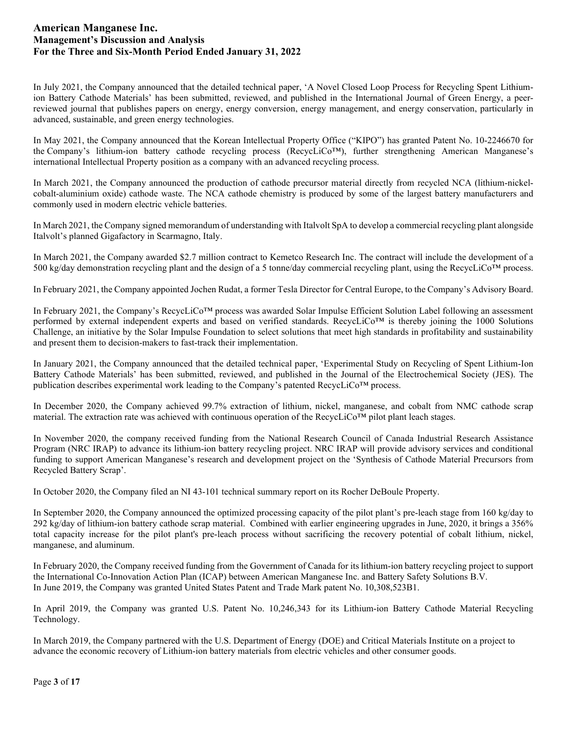In July 2021, the Company announced that the detailed technical paper, 'A Novel Closed Loop Process for Recycling Spent Lithium-ion Battery Cathode Materials' has been submitted, reviewed, and published in the International Journal of Green Energy, a peer-reviewed journal that publishes papers on energy, energy conversion, energy management, and energy conservation, particularly in advanced, sustainable, and green energy technologies.

In May 2021, the Company announced that the Korean Intellectual Property Office ("KIPO") has granted Patent No. 10-2246670 for the Company's lithium-ion battery cathode recycling process (RecycLiCo™), further strengthening American Manganese's international Intellectual Property position as a company with an advanced recycling process.

In March 2021, the Company announced the production of cathode precursor material directly from recycled NCA (lithium-nickel-cobalt-aluminium oxide) cathode waste. The NCA cathode chemistry is produced by some of the largest battery manufacturers and commonly used in modern electric vehicle batteries.

In March 2021, the Company signed memorandum of understanding with Italvolt SpA to develop a commercial recycling plant alongside Italvolt's planned Gigafactory in Scarmagno, Italy.

In March 2021, the Company awarded $2.7 million contract to Kemetco Research Inc. The contract will include the development of a 500 kg/day demonstration recycling plant and the design of a 5 tonne/day commercial recycling plant, using the RecycLiCo™ process.

In February 2021, the Company appointed Jochen Rudat, a former Tesla Director for Central Europe, to the Company's Advisory Board.

In February 2021, the Company's RecycLiCo™ process was awarded Solar Impulse Efficient Solution Label following an assessment performed by external independent experts and based on verified standards. RecycLiCo™ is thereby joining the 1000 Solutions Challenge, an initiative by the Solar Impulse Foundation to select solutions that meet high standards in profitability and sustainability and present them to decision-makers to fast-track their implementation.

In January 2021, the Company announced that the detailed technical paper, 'Experimental Study on Recycling of Spent Lithium-Ion Battery Cathode Materials' has been submitted, reviewed, and published in the Journal of the Electrochemical Society (JES). The publication describes experimental work leading to the Company's patented RecycLiCo™ process.

In December 2020, the Company achieved 99.7% extraction of lithium, nickel, manganese, and cobalt from NMC cathode scrap material. The extraction rate was achieved with continuous operation of the RecycLiCo™ pilot plant leach stages.

In November 2020, the company received funding from the National Research Council of Canada Industrial Research Assistance Program (NRC IRAP) to advance its lithium-ion battery recycling project. NRC IRAP will provide advisory services and conditional funding to support American Manganese's research and development project on the 'Synthesis of Cathode Material Precursors from Recycled Battery Scrap'.

In October 2020, the Company filed an NI 43-101 technical summary report on its Rocher DeBoule Property.

In September 2020, the Company announced the optimized processing capacity of the pilot plant's pre-leach stage from 160 kg/day to 292 kg/day of lithium-ion battery cathode scrap material. Combined with earlier engineering upgrades in June, 2020, it brings a 356% total capacity increase for the pilot plant's pre-leach process without sacrificing the recovery potential of cobalt lithium, nickel, manganese, and aluminum.

In February 2020, the Company received funding from the Government of Canada for its lithium-ion battery recycling project to support the International Co-Innovation Action Plan (ICAP) between American Manganese Inc. and Battery Safety Solutions B.V.
In June 2019, the Company was granted United States Patent and Trade Mark patent No. 10,308,523B1.

In April 2019, the Company was granted U.S. Patent No. 10,246,343 for its Lithium-ion Battery Cathode Material Recycling Technology.

In March 2019, the Company partnered with the U.S. Department of Energy (DOE) and Critical Materials Institute on a project to advance the economic recovery of Lithium-ion battery materials from electric vehicles and other consumer goods.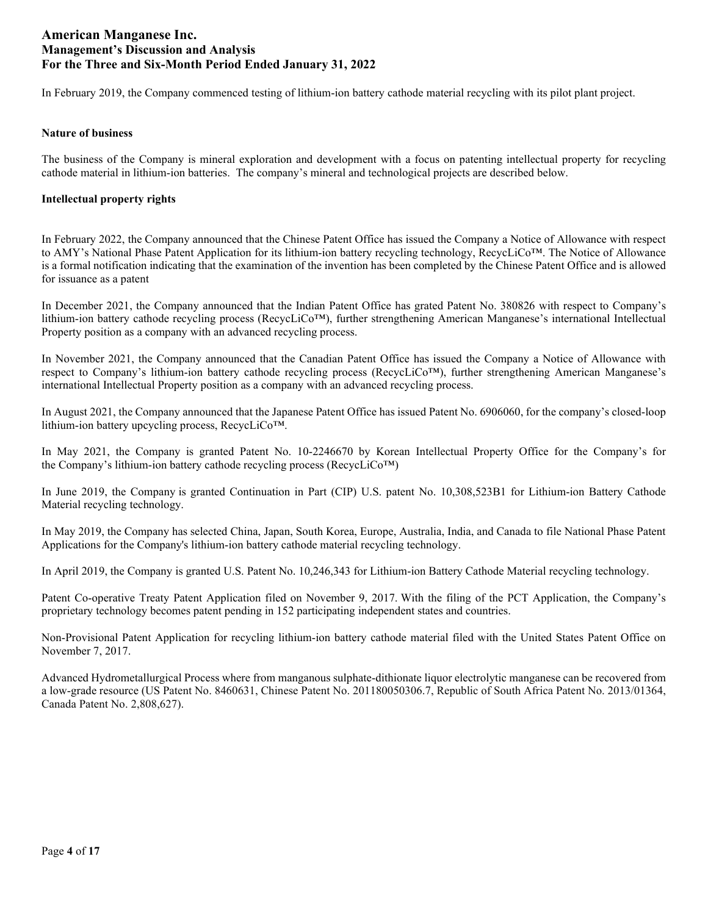In February 2019, the Company commenced testing of lithium-ion battery cathode material recycling with its pilot plant project.

**Nature of business**

The business of the Company is mineral exploration and development with a focus on patenting intellectual property for recycling cathode material in lithium-ion batteries. The company's mineral and technological projects are described below.

**Intellectual property rights**

In February 2022, the Company announced that the Chinese Patent Office has issued the Company a Notice of Allowance with respect to AMY's National Phase Patent Application for its lithium-ion battery recycling technology, RecycLiCo™. The Notice of Allowance is a formal notification indicating that the examination of the invention has been completed by the Chinese Patent Office and is allowed for issuance as a patent

In December 2021, the Company announced that the Indian Patent Office has grated Patent No. 380826 with respect to Company's lithium-ion battery cathode recycling process (RecycLiCo™), further strengthening American Manganese's international Intellectual Property position as a company with an advanced recycling process.

In November 2021, the Company announced that the Canadian Patent Office has issued the Company a Notice of Allowance with respect to Company's lithium-ion battery cathode recycling process (RecycLiCo™), further strengthening American Manganese's international Intellectual Property position as a company with an advanced recycling process.

In August 2021, the Company announced that the Japanese Patent Office has issued Patent No. 6906060, for the company's closed-loop lithium-ion battery upcycling process, RecycLiCo™.

In May 2021, the Company is granted Patent No. 10-2246670 by Korean Intellectual Property Office for the Company's for the Company's lithium-ion battery cathode recycling process (RecycLiCo™)

In June 2019, the Company is granted Continuation in Part (CIP) U.S. patent No. 10,308,523B1 for Lithium-ion Battery Cathode Material recycling technology.

In May 2019, the Company has selected China, Japan, South Korea, Europe, Australia, India, and Canada to file National Phase Patent Applications for the Company's lithium-ion battery cathode material recycling technology.

In April 2019, the Company is granted U.S. Patent No. 10,246,343 for Lithium-ion Battery Cathode Material recycling technology.

Patent Co-operative Treaty Patent Application filed on November 9, 2017. With the filing of the PCT Application, the Company's proprietary technology becomes patent pending in 152 participating independent states and countries.

Non-Provisional Patent Application for recycling lithium-ion battery cathode material filed with the United States Patent Office on November 7, 2017.

Advanced Hydrometallurgical Process where from manganous sulphate-dithionate liquor electrolytic manganese can be recovered from a low-grade resource (US Patent No. 8460631, Chinese Patent No. 201180050306.7, Republic of South Africa Patent No. 2013/01364, Canada Patent No. 2,808,627).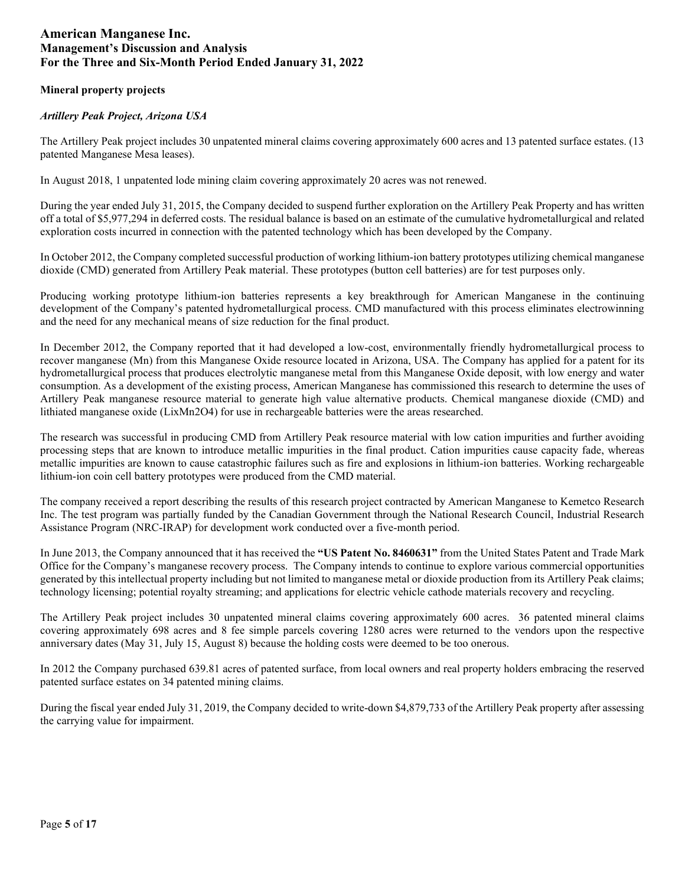### Mineral property projects

#### *Artillery Peak Project, Arizona USA*

The Artillery Peak project includes 30 unpatented mineral claims covering approximately 600 acres and 13 patented surface estates. (13 patented Manganese Mesa leases).

In August 2018, 1 unpatented lode mining claim covering approximately 20 acres was not renewed.

During the year ended July 31, 2015, the Company decided to suspend further exploration on the Artillery Peak Property and has written off a total of $5,977,294 in deferred costs. The residual balance is based on an estimate of the cumulative hydrometallurgical and related exploration costs incurred in connection with the patented technology which has been developed by the Company.

In October 2012, the Company completed successful production of working lithium-ion battery prototypes utilizing chemical manganese dioxide (CMD) generated from Artillery Peak material. These prototypes (button cell batteries) are for test purposes only.

Producing working prototype lithium-ion batteries represents a key breakthrough for American Manganese in the continuing development of the Company's patented hydrometallurgical process. CMD manufactured with this process eliminates electrowinning and the need for any mechanical means of size reduction for the final product.

In December 2012, the Company reported that it had developed a low-cost, environmentally friendly hydrometallurgical process to recover manganese (Mn) from this Manganese Oxide resource located in Arizona, USA. The Company has applied for a patent for its hydrometallurgical process that produces electrolytic manganese metal from this Manganese Oxide deposit, with low energy and water consumption. As a development of the existing process, American Manganese has commissioned this research to determine the uses of Artillery Peak manganese resource material to generate high value alternative products. Chemical manganese dioxide (CMD) and lithiated manganese oxide ($Li_xMn_2O_4$) for use in rechargeable batteries were the areas researched.

The research was successful in producing CMD from Artillery Peak resource material with low cation impurities and further avoiding processing steps that are known to introduce metallic impurities in the final product. Cation impurities cause capacity fade, whereas metallic impurities are known to cause catastrophic failures such as fire and explosions in lithium-ion batteries. Working rechargeable lithium-ion coin cell battery prototypes were produced from the CMD material.

The company received a report describing the results of this research project contracted by American Manganese to Kemetco Research Inc. The test program was partially funded by the Canadian Government through the National Research Council, Industrial Research Assistance Program (NRC-IRAP) for development work conducted over a five-month period.

In June 2013, the Company announced that it has received the **"US Patent No. 8460631"** from the United States Patent and Trade Mark Office for the Company's manganese recovery process. The Company intends to continue to explore various commercial opportunities generated by this intellectual property including but not limited to manganese metal or dioxide production from its Artillery Peak claims; technology licensing; potential royalty streaming; and applications for electric vehicle cathode materials recovery and recycling.

The Artillery Peak project includes 30 unpatented mineral claims covering approximately 600 acres. 36 patented mineral claims covering approximately 698 acres and 8 fee simple parcels covering 1280 acres were returned to the vendors upon the respective anniversary dates (May 31, July 15, August 8) because the holding costs were deemed to be too onerous.

In 2012 the Company purchased 639.81 acres of patented surface, from local owners and real property holders embracing the reserved patented surface estates on 34 patented mining claims.

During the fiscal year ended July 31, 2019, the Company decided to write-down $4,879,733 of the Artillery Peak property after assessing the carrying value for impairment.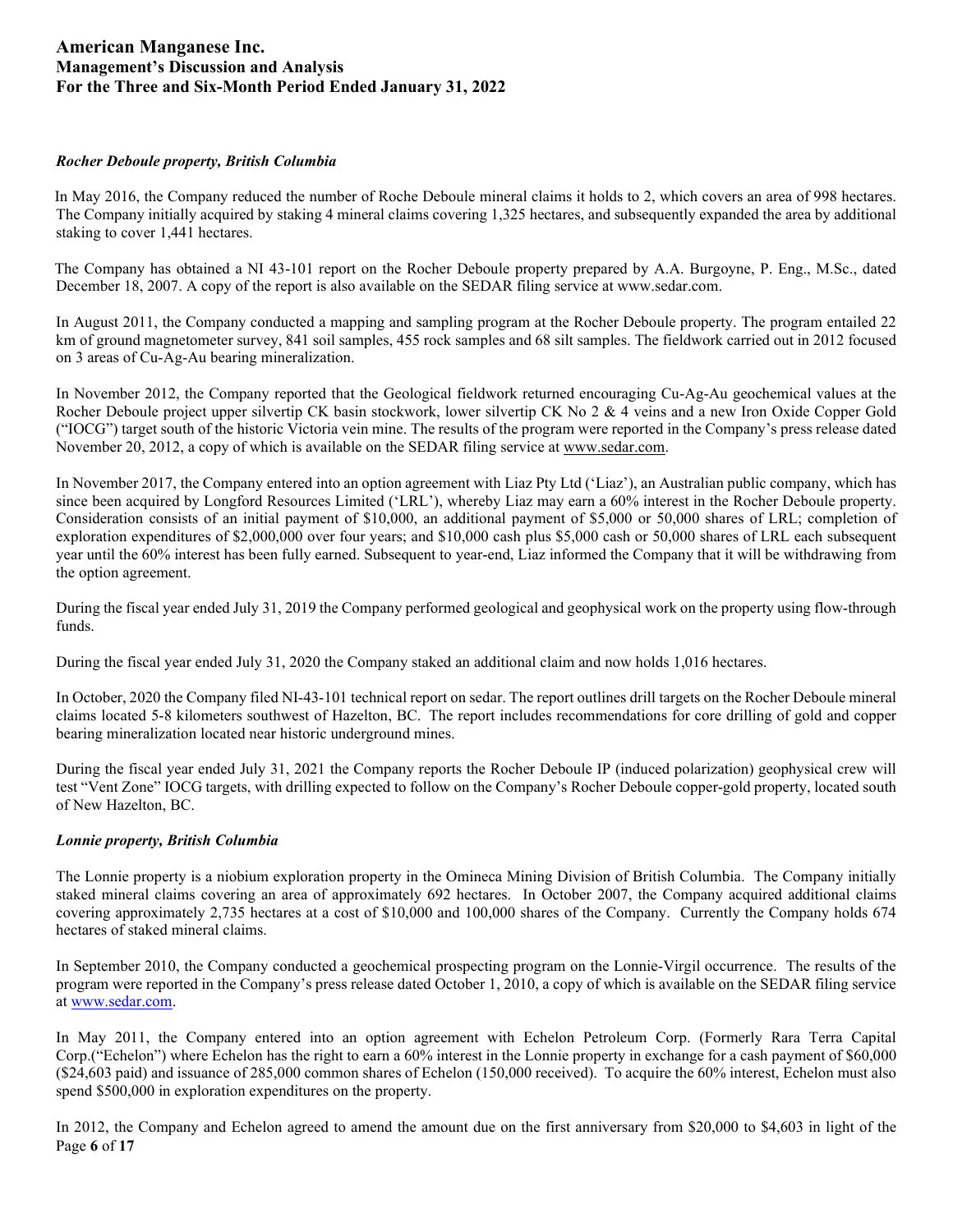### *Rocher Deboule property, British Columbia*

In May 2016, the Company reduced the number of Roche Deboule mineral claims it holds to 2, which covers an area of 998 hectares. The Company initially acquired by staking 4 mineral claims covering 1,325 hectares, and subsequently expanded the area by additional staking to cover 1,441 hectares.

The Company has obtained a NI 43-101 report on the Rocher Deboule property prepared by A.A. Burgoyne, P. Eng., M.Sc., dated December 18, 2007. A copy of the report is also available on the SEDAR filing service at www.sedar.com.

In August 2011, the Company conducted a mapping and sampling program at the Rocher Deboule property. The program entailed 22 km of ground magnetometer survey, 841 soil samples, 455 rock samples and 68 silt samples. The fieldwork carried out in 2012 focused on 3 areas of Cu-Ag-Au bearing mineralization.

In November 2012, the Company reported that the Geological fieldwork returned encouraging Cu-Ag-Au geochemical values at the Rocher Deboule project upper silvertip CK basin stockwork, lower silvertip CK No 2 & 4 veins and a new Iron Oxide Copper Gold ("IOCG") target south of the historic Victoria vein mine. The results of the program were reported in the Company's press release dated November 20, 2012, a copy of which is available on the SEDAR filing service at www.sedar.com.

In November 2017, the Company entered into an option agreement with Liaz Pty Ltd ('Liaz'), an Australian public company, which has since been acquired by Longford Resources Limited ('LRL'), whereby Liaz may earn a 60% interest in the Rocher Deboule property. Consideration consists of an initial payment of $10,000, an additional payment of $5,000 or 50,000 shares of LRL; completion of exploration expenditures of $2,000,000 over four years; and $10,000 cash plus $5,000 cash or 50,000 shares of LRL each subsequent year until the 60% interest has been fully earned. Subsequent to year-end, Liaz informed the Company that it will be withdrawing from the option agreement.

During the fiscal year ended July 31, 2019 the Company performed geological and geophysical work on the property using flow-through funds.

During the fiscal year ended July 31, 2020 the Company staked an additional claim and now holds 1,016 hectares.

In October, 2020 the Company filed NI-43-101 technical report on sedar. The report outlines drill targets on the Rocher Deboule mineral claims located 5-8 kilometers southwest of Hazelton, BC. The report includes recommendations for core drilling of gold and copper bearing mineralization located near historic underground mines.

During the fiscal year ended July 31, 2021 the Company reports the Rocher Deboule IP (induced polarization) geophysical crew will test "Vent Zone" IOCG targets, with drilling expected to follow on the Company's Rocher Deboule copper-gold property, located south of New Hazelton, BC.

### *Lonnie property, British Columbia*

The Lonnie property is a niobium exploration property in the Omineca Mining Division of British Columbia. The Company initially staked mineral claims covering an area of approximately 692 hectares. In October 2007, the Company acquired additional claims covering approximately 2,735 hectares at a cost of $10,000 and 100,000 shares of the Company. Currently the Company holds 674 hectares of staked mineral claims.

In September 2010, the Company conducted a geochemical prospecting program on the Lonnie-Virgil occurrence. The results of the program were reported in the Company's press release dated October 1, 2010, a copy of which is available on the SEDAR filing service at www.sedar.com.

In May 2011, the Company entered into an option agreement with Echelon Petroleum Corp. (Formerly Rara Terra Capital Corp.("Echelon") where Echelon has the right to earn a 60% interest in the Lonnie property in exchange for a cash payment of $60,000 ($24,603 paid) and issuance of 285,000 common shares of Echelon (150,000 received). To acquire the 60% interest, Echelon must also spend $500,000 in exploration expenditures on the property.

In 2012, the Company and Echelon agreed to amend the amount due on the first anniversary from $20,000 to $4,603 in light of the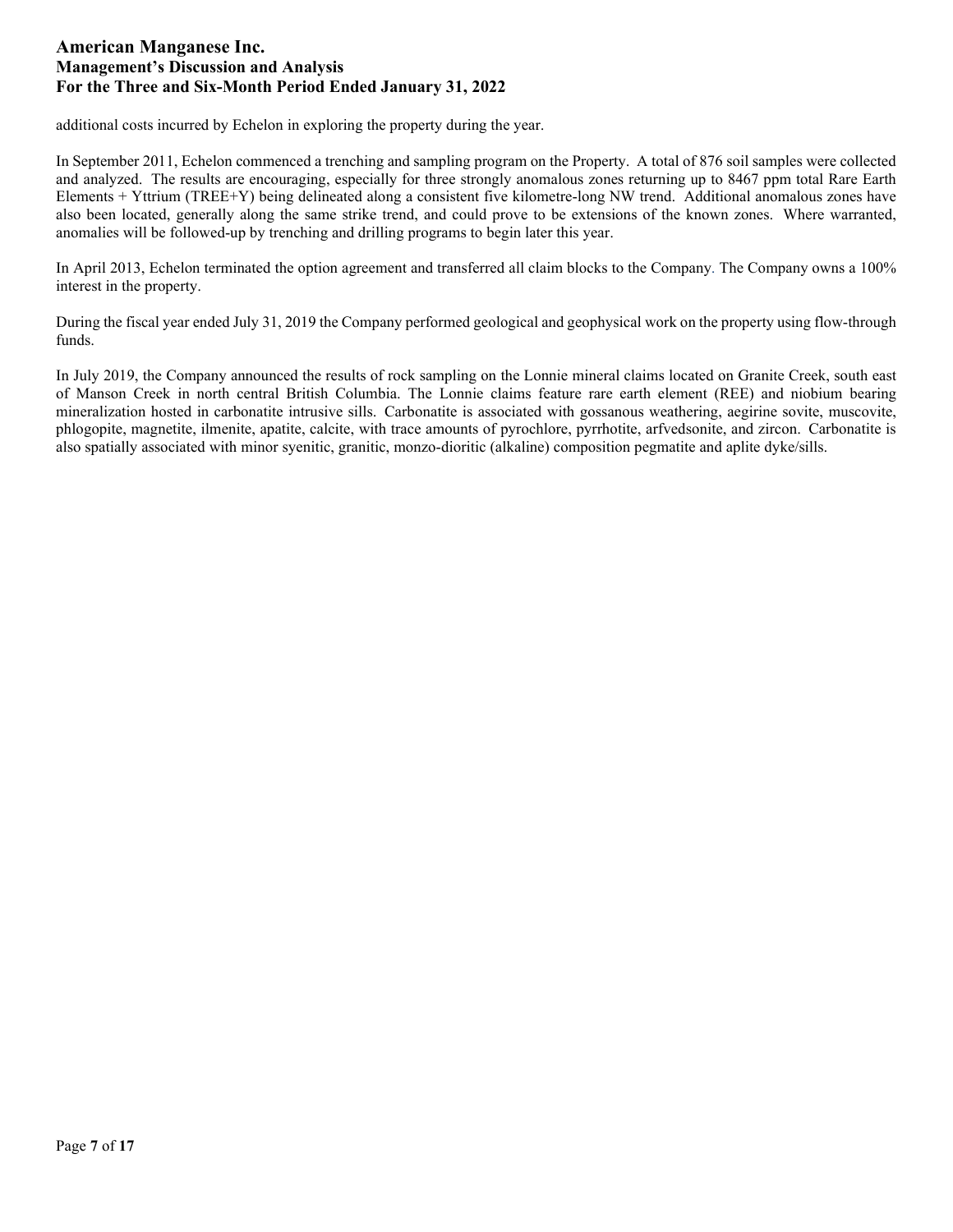additional costs incurred by Echelon in exploring the property during the year.

In September 2011, Echelon commenced a trenching and sampling program on the Property. A total of 876 soil samples were collected and analyzed. The results are encouraging, especially for three strongly anomalous zones returning up to 8467 ppm total Rare Earth Elements + Yttrium (TREE+Y) being delineated along a consistent five kilometre-long NW trend. Additional anomalous zones have also been located, generally along the same strike trend, and could prove to be extensions of the known zones. Where warranted, anomalies will be followed-up by trenching and drilling programs to begin later this year.

In April 2013, Echelon terminated the option agreement and transferred all claim blocks to the Company. The Company owns a 100% interest in the property.

During the fiscal year ended July 31, 2019 the Company performed geological and geophysical work on the property using flow-through funds.

In July 2019, the Company announced the results of rock sampling on the Lonnie mineral claims located on Granite Creek, south east of Manson Creek in north central British Columbia. The Lonnie claims feature rare earth element (REE) and niobium bearing mineralization hosted in carbonatite intrusive sills. Carbonatite is associated with gossanous weathering, aegirine sovite, muscovite, phlogopite, magnetite, ilmenite, apatite, calcite, with trace amounts of pyrochlore, pyrrhotite, arfvedsonite, and zircon. Carbonatite is also spatially associated with minor syenitic, granitic, monzo-dioritic (alkaline) composition pegmatite and aplite dyke/sills.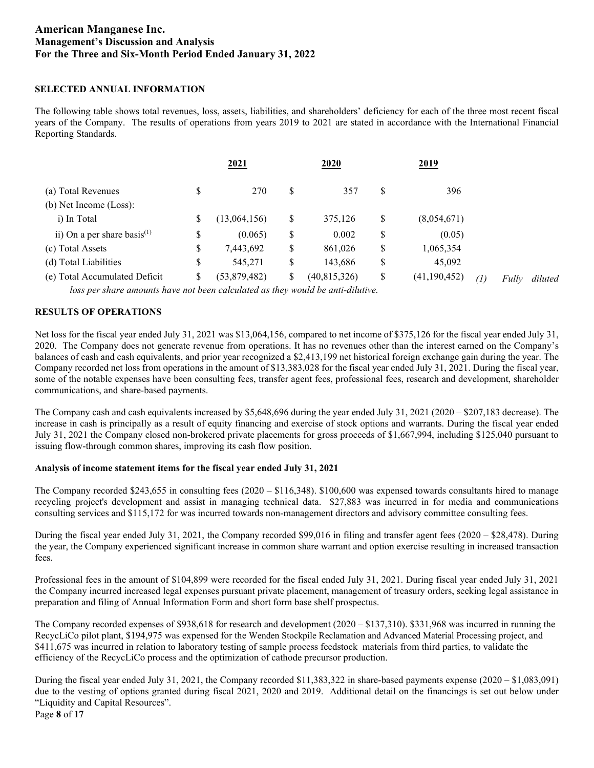## SELECTED ANNUAL INFORMATION

The following table shows total revenues, loss, assets, liabilities, and shareholders' deficiency for each of the three most recent fiscal years of the Company. The results of operations from years 2019 to 2021 are stated in accordance with the International Financial Reporting Standards.

| | 2021 | 2020 | 2019 |
|---|---|---|---|
| (a) Total Revenues | $ 270 | $ 357 | $ 396 |
| (b) Net Income (Loss): | | | |
| i) In Total | $ (13,064,156) | $ 375,126 | $ (8,054,671) |
| ii) On a per share basis[(1)] | $ (0.065) | $ 0.002 | $ (0.05) |
| (c) Total Assets | $ 7,443,692 | $ 861,026 | $ 1,065,354 |
| (d) Total Liabilities | $ 545,271 | $ 143,686 | $ 45,092 |
| (e) Total Accumulated Deficit | $ (53,879,482) | $ (40,815,326) | $ (41,190,452) |

*(1) Fully diluted loss per share amounts have not been calculated as they would be anti-dilutive.*

## RESULTS OF OPERATIONS

Net loss for the fiscal year ended July 31, 2021 was $13,064,156, compared to net income of $375,126 for the fiscal year ended July 31, 2020. The Company does not generate revenue from operations. It has no revenues other than the interest earned on the Company's balances of cash and cash equivalents, and prior year recognized a $2,413,199 net historical foreign exchange gain during the year. The Company recorded net loss from operations in the amount of $13,383,028 for the fiscal year ended July 31, 2021. During the fiscal year, some of the notable expenses have been consulting fees, transfer agent fees, professional fees, research and development, shareholder communications, and share-based payments.

The Company cash and cash equivalents increased by $5,648,696 during the year ended July 31, 2021 (2020 – $207,183 decrease). The increase in cash is principally as a result of equity financing and exercise of stock options and warrants. During the fiscal year ended July 31, 2021 the Company closed non-brokered private placements for gross proceeds of $1,667,994, including $125,040 pursuant to issuing flow-through common shares, improving its cash flow position.

### Analysis of income statement items for the fiscal year ended July 31, 2021

The Company recorded $243,655 in consulting fees (2020 – $116,348). $100,600 was expensed towards consultants hired to manage recycling project's development and assist in managing technical data. $27,883 was incurred in for media and communications consulting services and $115,172 for was incurred towards non-management directors and advisory committee consulting fees.

During the fiscal year ended July 31, 2021, the Company recorded $99,016 in filing and transfer agent fees (2020 – $28,478). During the year, the Company experienced significant increase in common share warrant and option exercise resulting in increased transaction fees.

Professional fees in the amount of $104,899 were recorded for the fiscal ended July 31, 2021. During fiscal year ended July 31, 2021 the Company incurred increased legal expenses pursuant private placement, management of treasury orders, seeking legal assistance in preparation and filing of Annual Information Form and short form base shelf prospectus.

The Company recorded expenses of $938,618 for research and development (2020 – $137,310). $331,968 was incurred in running the RecycLiCo pilot plant, $194,975 was expensed for the Wenden Stockpile Reclamation and Advanced Material Processing project, and $411,675 was incurred in relation to laboratory testing of sample process feedstock materials from third parties, to validate the efficiency of the RecycLiCo process and the optimization of cathode precursor production.

During the fiscal year ended July 31, 2021, the Company recorded $11,383,322 in share-based payments expense (2020 – $1,083,091) due to the vesting of options granted during fiscal 2021, 2020 and 2019. Additional detail on the financings is set out below under "Liquidity and Capital Resources".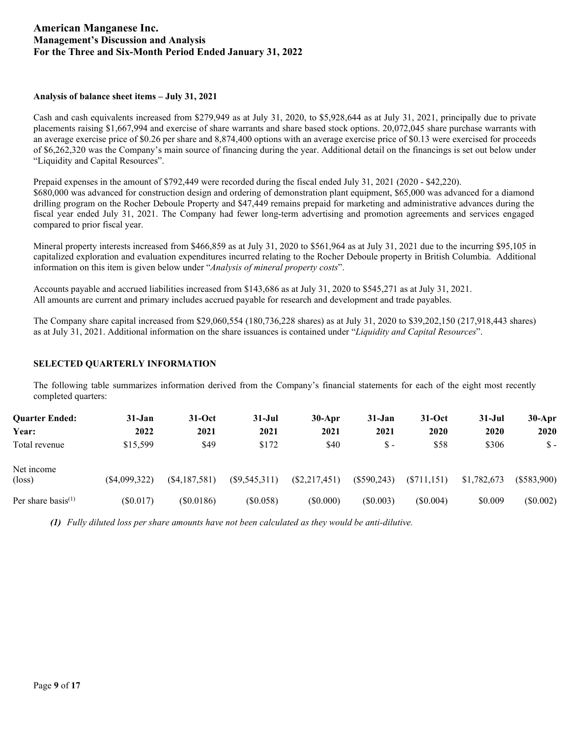#### Analysis of balance sheet items – July 31, 2021

Cash and cash equivalents increased from $279,949 as at July 31, 2020, to $5,928,644 as at July 31, 2021, principally due to private placements raising $1,667,994 and exercise of share warrants and share based stock options. 20,072,045 share purchase warrants with an average exercise price of $0.26 per share and 8,874,400 options with an average exercise price of $0.13 were exercised for proceeds of $6,262,320 was the Company's main source of financing during the year. Additional detail on the financings is set out below under "Liquidity and Capital Resources".

Prepaid expenses in the amount of $792,449 were recorded during the fiscal ended July 31, 2021 (2020 - $42,220).
$680,000 was advanced for construction design and ordering of demonstration plant equipment, $65,000 was advanced for a diamond drilling program on the Rocher Deboule Property and $47,449 remains prepaid for marketing and administrative advances during the fiscal year ended July 31, 2021. The Company had fewer long-term advertising and promotion agreements and services engaged compared to prior fiscal year.

Mineral property interests increased from $466,859 as at July 31, 2020 to $561,964 as at July 31, 2021 due to the incurring $95,105 in capitalized exploration and evaluation expenditures incurred relating to the Rocher Deboule property in British Columbia. Additional information on this item is given below under "*Analysis of mineral property costs*".

Accounts payable and accrued liabilities increased from $143,686 as at July 31, 2020 to $545,271 as at July 31, 2021.
All amounts are current and primary includes accrued payable for research and development and trade payables.

The Company share capital increased from $29,060,554 (180,736,228 shares) as at July 31, 2020 to $39,202,150 (217,918,443 shares) as at July 31, 2021. Additional information on the share issuances is contained under "*Liquidity and Capital Resources*".

#### SELECTED QUARTERLY INFORMATION

The following table summarizes information derived from the Company's financial statements for each of the eight most recently completed quarters:

| **Quarter Ended:** | **31-Jan** | **31-Oct** | **31-Jul** | **30-Apr** | **31-Jan** | **31-Oct** | **31-Jul** | **30-Apr** |
|---|---|---|---|---|---|---|---|---|
| **Year:** | **2022** | **2021** | **2021** | **2021** | **2021** | **2020** | **2020** | **2020** |
| Total revenue | $15,599 | $49 | $172 | $40 | $ - | $58 | $306 | $ - |
| Net income (loss) | ($4,099,322) | ($4,187,581) | ($9,545,311) | ($2,217,451) | ($590,243) | ($711,151) | $1,782,673 | ($583,900) |
| Per share basis[(1)] | ($0.017) | ($0.0186) | ($0.058) | ($0.000) | ($0.003) | ($0.004) | $0.009 | ($0.002) |

***(1)*** *Fully diluted loss per share amounts have not been calculated as they would be anti-dilutive.*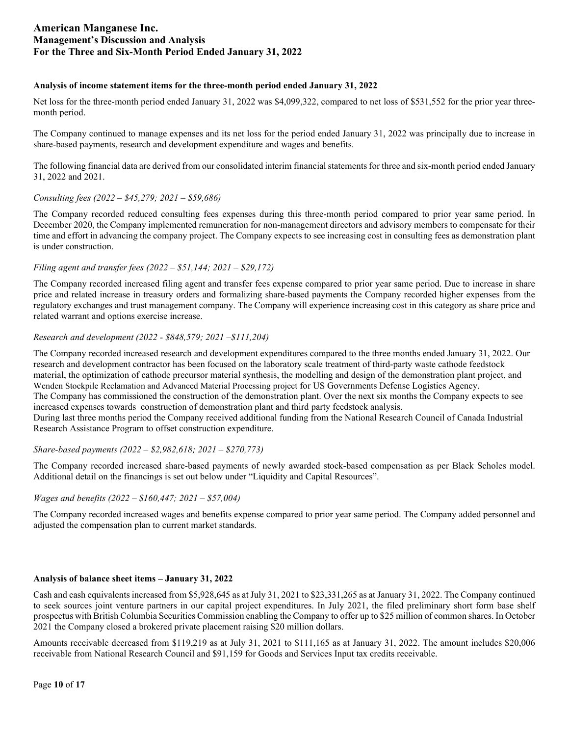### Analysis of income statement items for the three-month period ended January 31, 2022

Net loss for the three-month period ended January 31, 2022 was $4,099,322, compared to net loss of $531,552 for the prior year three-month period.

The Company continued to manage expenses and its net loss for the period ended January 31, 2022 was principally due to increase in share-based payments, research and development expenditure and wages and benefits.

The following financial data are derived from our consolidated interim financial statements for three and six-month period ended January 31, 2022 and 2021.

*Consulting fees (2022 – $45,279; 2021 – $59,686)*

The Company recorded reduced consulting fees expenses during this three-month period compared to prior year same period. In December 2020, the Company implemented remuneration for non-management directors and advisory members to compensate for their time and effort in advancing the company project. The Company expects to see increasing cost in consulting fees as demonstration plant is under construction.

*Filing agent and transfer fees (2022 – $51,144; 2021 – $29,172)*

The Company recorded increased filing agent and transfer fees expense compared to prior year same period. Due to increase in share price and related increase in treasury orders and formalizing share-based payments the Company recorded higher expenses from the regulatory exchanges and trust management company. The Company will experience increasing cost in this category as share price and related warrant and options exercise increase.

*Research and development (2022 - $848,579; 2021 –$111,204)*

The Company recorded increased research and development expenditures compared to the three months ended January 31, 2022. Our research and development contractor has been focused on the laboratory scale treatment of third-party waste cathode feedstock material, the optimization of cathode precursor material synthesis, the modelling and design of the demonstration plant project, and Wenden Stockpile Reclamation and Advanced Material Processing project for US Governments Defense Logistics Agency.
The Company has commissioned the construction of the demonstration plant. Over the next six months the Company expects to see increased expenses towards construction of demonstration plant and third party feedstock analysis.
During last three months period the Company received additional funding from the National Research Council of Canada Industrial Research Assistance Program to offset construction expenditure.

*Share-based payments (2022 – $2,982,618; 2021 – $270,773)*

The Company recorded increased share-based payments of newly awarded stock-based compensation as per Black Scholes model. Additional detail on the financings is set out below under "Liquidity and Capital Resources".

*Wages and benefits (2022 – $160,447; 2021 – $57,004)*

The Company recorded increased wages and benefits expense compared to prior year same period. The Company added personnel and adjusted the compensation plan to current market standards.

### Analysis of balance sheet items – January 31, 2022

Cash and cash equivalents increased from $5,928,645 as at July 31, 2021 to $23,331,265 as at January 31, 2022. The Company continued to seek sources joint venture partners in our capital project expenditures. In July 2021, the filed preliminary short form base shelf prospectus with British Columbia Securities Commission enabling the Company to offer up to $25 million of common shares. In October 2021 the Company closed a brokered private placement raising $20 million dollars.

Amounts receivable decreased from $119,219 as at July 31, 2021 to $111,165 as at January 31, 2022. The amount includes $20,006 receivable from National Research Council and $91,159 for Goods and Services Input tax credits receivable.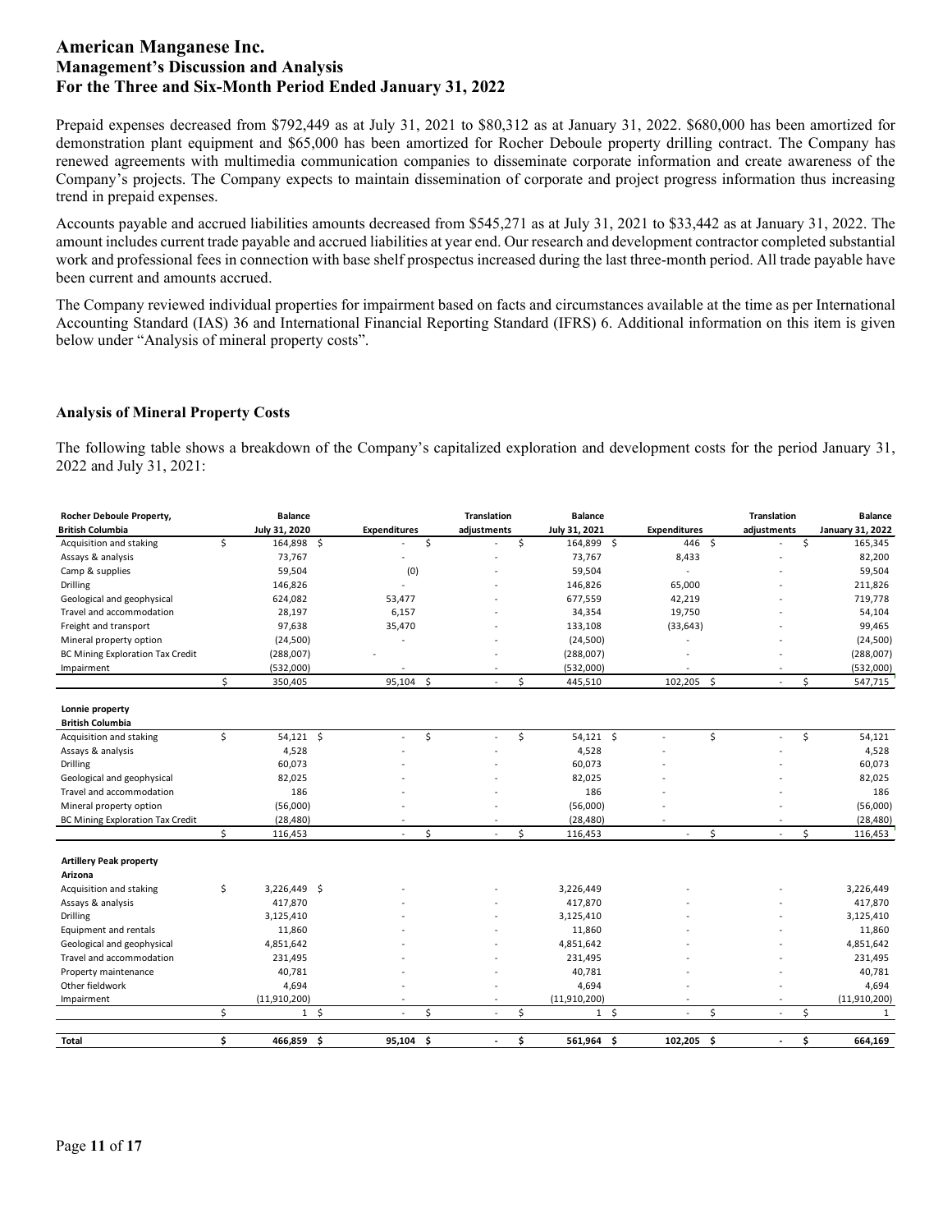Prepaid expenses decreased from $792,449 as at July 31, 2021 to $80,312 as at January 31, 2022. $680,000 has been amortized for demonstration plant equipment and $65,000 has been amortized for Rocher Deboule property drilling contract. The Company has renewed agreements with multimedia communication companies to disseminate corporate information and create awareness of the Company's projects. The Company expects to maintain dissemination of corporate and project progress information thus increasing trend in prepaid expenses.

Accounts payable and accrued liabilities amounts decreased from $545,271 as at July 31, 2021 to $33,442 as at January 31, 2022. The amount includes current trade payable and accrued liabilities at year end. Our research and development contractor completed substantial work and professional fees in connection with base shelf prospectus increased during the last three-month period. All trade payable have been current and amounts accrued.

The Company reviewed individual properties for impairment based on facts and circumstances available at the time as per International Accounting Standard (IAS) 36 and International Financial Reporting Standard (IFRS) 6. Additional information on this item is given below under "Analysis of mineral property costs".

### Analysis of Mineral Property Costs

The following table shows a breakdown of the Company's capitalized exploration and development costs for the period January 31, 2022 and July 31, 2021:

| Rocher Deboule Property, British Columbia | Balance July 31, 2020 | Expenditures | Translation adjustments | Balance July 31, 2021 | Expenditures | Translation adjustments | Balance January 31, 2022 |
|---|---|---|---|---|---|---|---|
| Acquisition and staking | $ 164,898 | $ - | $ - | $ 164,899 | $ 446 | $ - | $ 165,345 |
| Assays & analysis | 73,767 | - | - | 73,767 | 8,433 | - | 82,200 |
| Camp & supplies | 59,504 | (0) | - | 59,504 | - | - | 59,504 |
| Drilling | 146,826 | - | - | 146,826 | 65,000 | - | 211,826 |
| Geological and geophysical | 624,082 | 53,477 | - | 677,559 | 42,219 | - | 719,778 |
| Travel and accommodation | 28,197 | 6,157 | - | 34,354 | 19,750 | - | 54,104 |
| Freight and transport | 97,638 | 35,470 | - | 133,108 | (33,643) | - | 99,465 |
| Mineral property option | (24,500) | - | - | (24,500) | - | - | (24,500) |
| BC Mining Exploration Tax Credit | (288,007) | - | - | (288,007) | - | - | (288,007) |
| Impairment | (532,000) | - | - | (532,000) | - | - | (532,000) |
| | $ 350,405 | 95,104 | $ - | $ 445,510 | 102,205 | $ - | $ 547,715 |
| **Lonnie property British Columbia** | | | | | | | |
| Acquisition and staking | $ 54,121 | $ - | $ - | $ 54,121 | $ - | $ - | $ 54,121 |
| Assays & analysis | 4,528 | - | - | 4,528 | - | - | 4,528 |
| Drilling | 60,073 | - | - | 60,073 | - | - | 60,073 |
| Geological and geophysical | 82,025 | - | - | 82,025 | - | - | 82,025 |
| Travel and accommodation | 186 | - | - | 186 | - | - | 186 |
| Mineral property option | (56,000) | - | - | (56,000) | - | - | (56,000) |
| BC Mining Exploration Tax Credit | (28,480) | - | - | (28,480) | - | - | (28,480) |
| | $ 116,453 | - | $ - | $ 116,453 | - | $ - | $ 116,453 |
| **Artillery Peak property Arizona** | | | | | | | |
| Acquisition and staking | $ 3,226,449 | $ - | - | 3,226,449 | - | - | 3,226,449 |
| Assays & analysis | 417,870 | - | - | 417,870 | - | - | 417,870 |
| Drilling | 3,125,410 | - | - | 3,125,410 | - | - | 3,125,410 |
| Equipment and rentals | 11,860 | - | - | 11,860 | - | - | 11,860 |
| Geological and geophysical | 4,851,642 | - | - | 4,851,642 | - | - | 4,851,642 |
| Travel and accommodation | 231,495 | - | - | 231,495 | - | - | 231,495 |
| Property maintenance | 40,781 | - | - | 40,781 | - | - | 40,781 |
| Other fieldwork | 4,694 | - | - | 4,694 | - | - | 4,694 |
| Impairment | (11,910,200) | - | - | (11,910,200) | - | - | (11,910,200) |
| | $ 1 | $ - | $ - | $ 1 | $ - | $ - | $ 1 |
| **Total** | **$ 466,859** | **$ 95,104** | **$ -** | **$ 561,964** | **$ 102,205** | **$ -** | **$ 664,169** |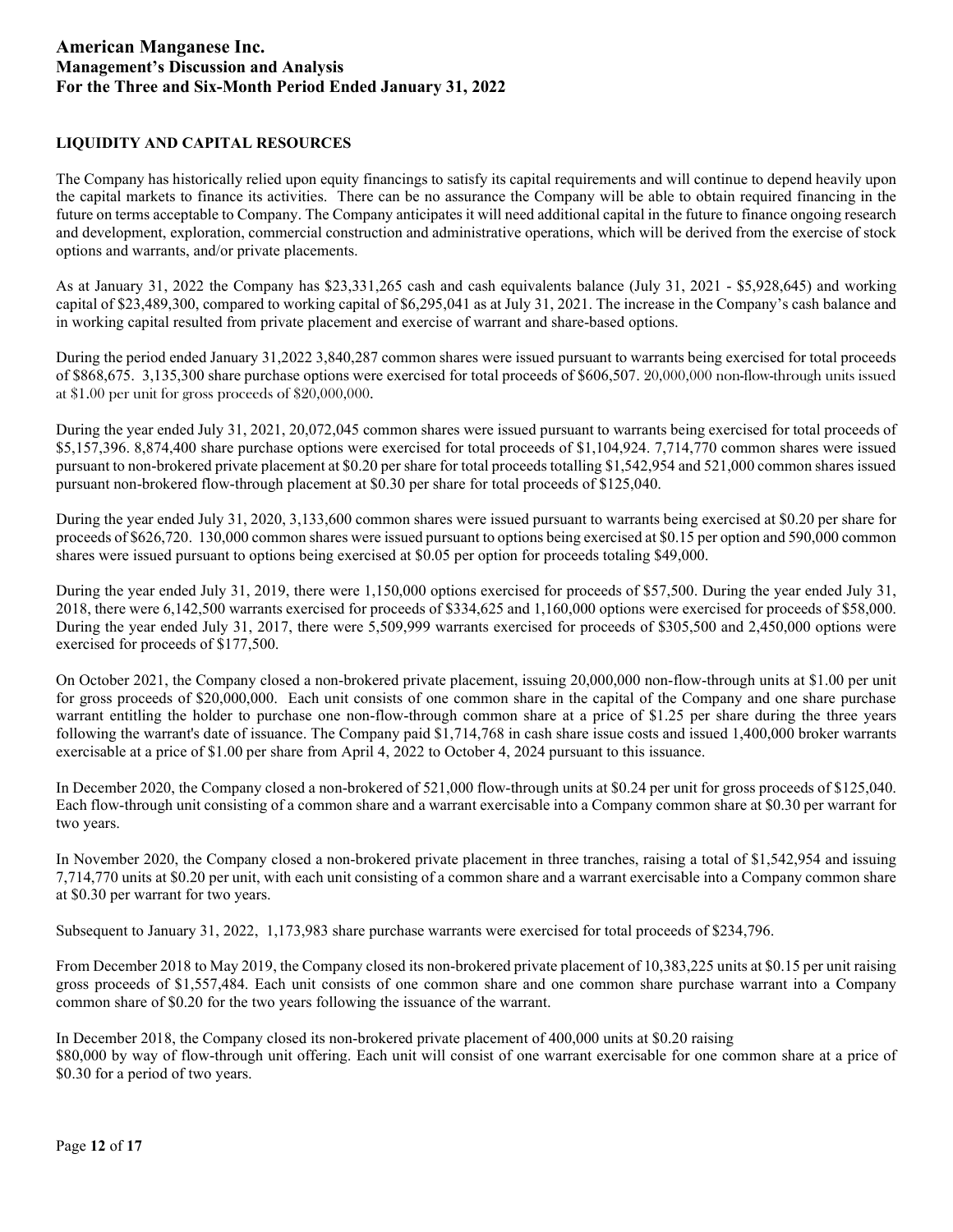## LIQUIDITY AND CAPITAL RESOURCES

The Company has historically relied upon equity financings to satisfy its capital requirements and will continue to depend heavily upon the capital markets to finance its activities. There can be no assurance the Company will be able to obtain required financing in the future on terms acceptable to Company. The Company anticipates it will need additional capital in the future to finance ongoing research and development, exploration, commercial construction and administrative operations, which will be derived from the exercise of stock options and warrants, and/or private placements.

As at January 31, 2022 the Company has $23,331,265 cash and cash equivalents balance (July 31, 2021 - $5,928,645) and working capital of $23,489,300, compared to working capital of $6,295,041 as at July 31, 2021. The increase in the Company's cash balance and in working capital resulted from private placement and exercise of warrant and share-based options.

During the period ended January 31,2022 3,840,287 common shares were issued pursuant to warrants being exercised for total proceeds of $868,675. 3,135,300 share purchase options were exercised for total proceeds of $606,507. 20,000,000 non-flow-through units issued at $1.00 per unit for gross proceeds of $20,000,000.

During the year ended July 31, 2021, 20,072,045 common shares were issued pursuant to warrants being exercised for total proceeds of $5,157,396. 8,874,400 share purchase options were exercised for total proceeds of $1,104,924. 7,714,770 common shares were issued pursuant to non-brokered private placement at $0.20 per share for total proceeds totalling $1,542,954 and 521,000 common shares issued pursuant non-brokered flow-through placement at $0.30 per share for total proceeds of $125,040.

During the year ended July 31, 2020, 3,133,600 common shares were issued pursuant to warrants being exercised at $0.20 per share for proceeds of $626,720. 130,000 common shares were issued pursuant to options being exercised at $0.15 per option and 590,000 common shares were issued pursuant to options being exercised at $0.05 per option for proceeds totaling $49,000.

During the year ended July 31, 2019, there were 1,150,000 options exercised for proceeds of $57,500. During the year ended July 31, 2018, there were 6,142,500 warrants exercised for proceeds of $334,625 and 1,160,000 options were exercised for proceeds of $58,000. During the year ended July 31, 2017, there were 5,509,999 warrants exercised for proceeds of $305,500 and 2,450,000 options were exercised for proceeds of $177,500.

On October 2021, the Company closed a non-brokered private placement, issuing 20,000,000 non-flow-through units at $1.00 per unit for gross proceeds of $20,000,000. Each unit consists of one common share in the capital of the Company and one share purchase warrant entitling the holder to purchase one non-flow-through common share at a price of $1.25 per share during the three years following the warrant's date of issuance. The Company paid $1,714,768 in cash share issue costs and issued 1,400,000 broker warrants exercisable at a price of $1.00 per share from April 4, 2022 to October 4, 2024 pursuant to this issuance.

In December 2020, the Company closed a non-brokered of 521,000 flow-through units at $0.24 per unit for gross proceeds of $125,040. Each flow-through unit consisting of a common share and a warrant exercisable into a Company common share at $0.30 per warrant for two years.

In November 2020, the Company closed a non-brokered private placement in three tranches, raising a total of $1,542,954 and issuing 7,714,770 units at $0.20 per unit, with each unit consisting of a common share and a warrant exercisable into a Company common share at $0.30 per warrant for two years.

Subsequent to January 31, 2022, 1,173,983 share purchase warrants were exercised for total proceeds of $234,796.

From December 2018 to May 2019, the Company closed its non-brokered private placement of 10,383,225 units at $0.15 per unit raising gross proceeds of $1,557,484. Each unit consists of one common share and one common share purchase warrant into a Company common share of $0.20 for the two years following the issuance of the warrant.

In December 2018, the Company closed its non-brokered private placement of 400,000 units at $0.20 raising $80,000 by way of flow-through unit offering. Each unit will consist of one warrant exercisable for one common share at a price of $0.30 for a period of two years.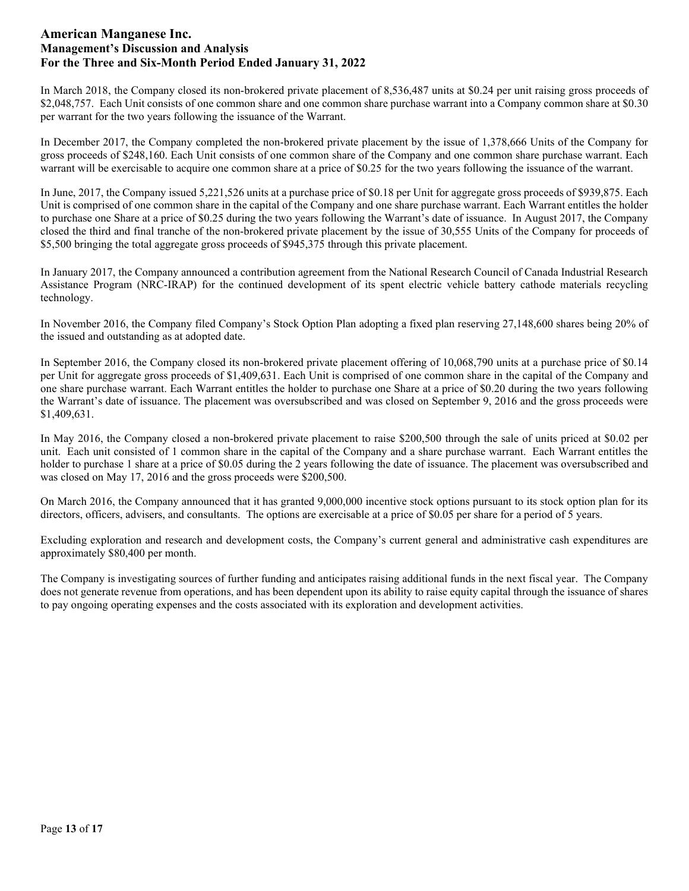In March 2018, the Company closed its non-brokered private placement of 8,536,487 units at $0.24 per unit raising gross proceeds of $2,048,757. Each Unit consists of one common share and one common share purchase warrant into a Company common share at $0.30 per warrant for the two years following the issuance of the Warrant.

In December 2017, the Company completed the non-brokered private placement by the issue of 1,378,666 Units of the Company for gross proceeds of $248,160. Each Unit consists of one common share of the Company and one common share purchase warrant. Each warrant will be exercisable to acquire one common share at a price of $0.25 for the two years following the issuance of the warrant.

In June, 2017, the Company issued 5,221,526 units at a purchase price of $0.18 per Unit for aggregate gross proceeds of $939,875. Each Unit is comprised of one common share in the capital of the Company and one share purchase warrant. Each Warrant entitles the holder to purchase one Share at a price of $0.25 during the two years following the Warrant's date of issuance. In August 2017, the Company closed the third and final tranche of the non-brokered private placement by the issue of 30,555 Units of the Company for proceeds of $5,500 bringing the total aggregate gross proceeds of $945,375 through this private placement.

In January 2017, the Company announced a contribution agreement from the National Research Council of Canada Industrial Research Assistance Program (NRC-IRAP) for the continued development of its spent electric vehicle battery cathode materials recycling technology.

In November 2016, the Company filed Company's Stock Option Plan adopting a fixed plan reserving 27,148,600 shares being 20% of the issued and outstanding as at adopted date.

In September 2016, the Company closed its non-brokered private placement offering of 10,068,790 units at a purchase price of $0.14 per Unit for aggregate gross proceeds of $1,409,631. Each Unit is comprised of one common share in the capital of the Company and one share purchase warrant. Each Warrant entitles the holder to purchase one Share at a price of $0.20 during the two years following the Warrant's date of issuance. The placement was oversubscribed and was closed on September 9, 2016 and the gross proceeds were $1,409,631.

In May 2016, the Company closed a non-brokered private placement to raise $200,500 through the sale of units priced at $0.02 per unit. Each unit consisted of 1 common share in the capital of the Company and a share purchase warrant. Each Warrant entitles the holder to purchase 1 share at a price of $0.05 during the 2 years following the date of issuance. The placement was oversubscribed and was closed on May 17, 2016 and the gross proceeds were $200,500.

On March 2016, the Company announced that it has granted 9,000,000 incentive stock options pursuant to its stock option plan for its directors, officers, advisers, and consultants. The options are exercisable at a price of $0.05 per share for a period of 5 years.

Excluding exploration and research and development costs, the Company's current general and administrative cash expenditures are approximately $80,400 per month.

The Company is investigating sources of further funding and anticipates raising additional funds in the next fiscal year. The Company does not generate revenue from operations, and has been dependent upon its ability to raise equity capital through the issuance of shares to pay ongoing operating expenses and the costs associated with its exploration and development activities.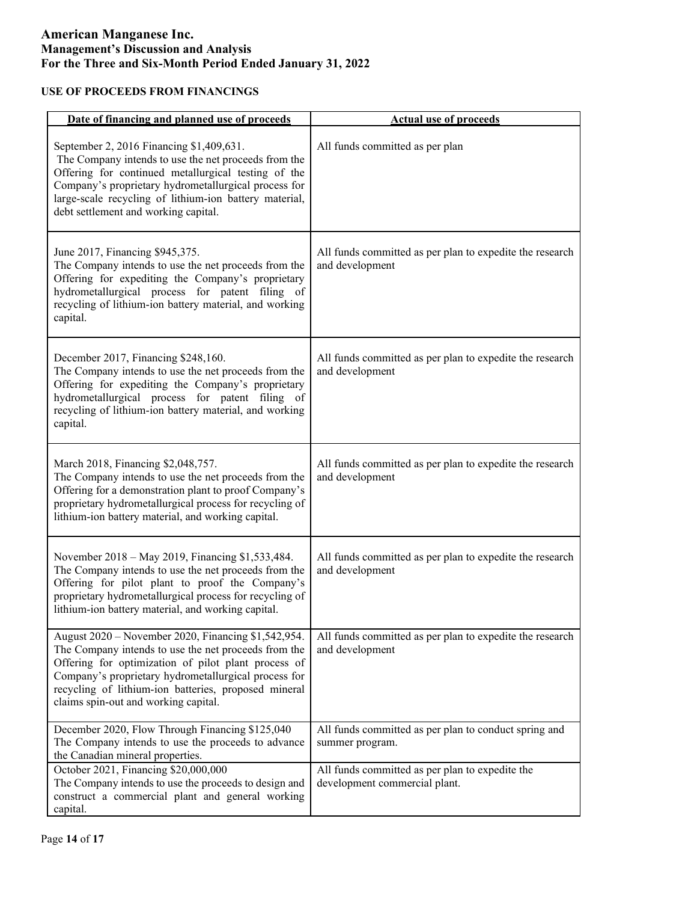## USE OF PROCEEDS FROM FINANCINGS

| Date of financing and planned use of proceeds | Actual use of proceeds |
|---|---|
| September 2, 2016 Financing \$1,409,631. The Company intends to use the net proceeds from the Offering for continued metallurgical testing of the Company's proprietary hydrometallurgical process for large-scale recycling of lithium-ion battery material, debt settlement and working capital. | All funds committed as per plan |
| June 2017, Financing \$945,375. The Company intends to use the net proceeds from the Offering for expediting the Company's proprietary hydrometallurgical process for patent filing of recycling of lithium-ion battery material, and working capital. | All funds committed as per plan to expedite the research and development |
| December 2017, Financing \$248,160. The Company intends to use the net proceeds from the Offering for expediting the Company's proprietary hydrometallurgical process for patent filing of recycling of lithium-ion battery material, and working capital. | All funds committed as per plan to expedite the research and development |
| March 2018, Financing \$2,048,757. The Company intends to use the net proceeds from the Offering for a demonstration plant to proof Company's proprietary hydrometallurgical process for recycling of lithium-ion battery material, and working capital. | All funds committed as per plan to expedite the research and development |
| November 2018 – May 2019, Financing \$1,533,484. The Company intends to use the net proceeds from the Offering for pilot plant to proof the Company's proprietary hydrometallurgical process for recycling of lithium-ion battery material, and working capital. | All funds committed as per plan to expedite the research and development |
| August 2020 – November 2020, Financing \$1,542,954. The Company intends to use the net proceeds from the Offering for optimization of pilot plant process of Company's proprietary hydrometallurgical process for recycling of lithium-ion batteries, proposed mineral claims spin-out and working capital. | All funds committed as per plan to expedite the research and development |
| December 2020, Flow Through Financing \$125,040 The Company intends to use the proceeds to advance the Canadian mineral properties. | All funds committed as per plan to conduct spring and summer program. |
| October 2021, Financing \$20,000,000 The Company intends to use the proceeds to design and construct a commercial plant and general working capital. | All funds committed as per plan to expedite the development commercial plant. |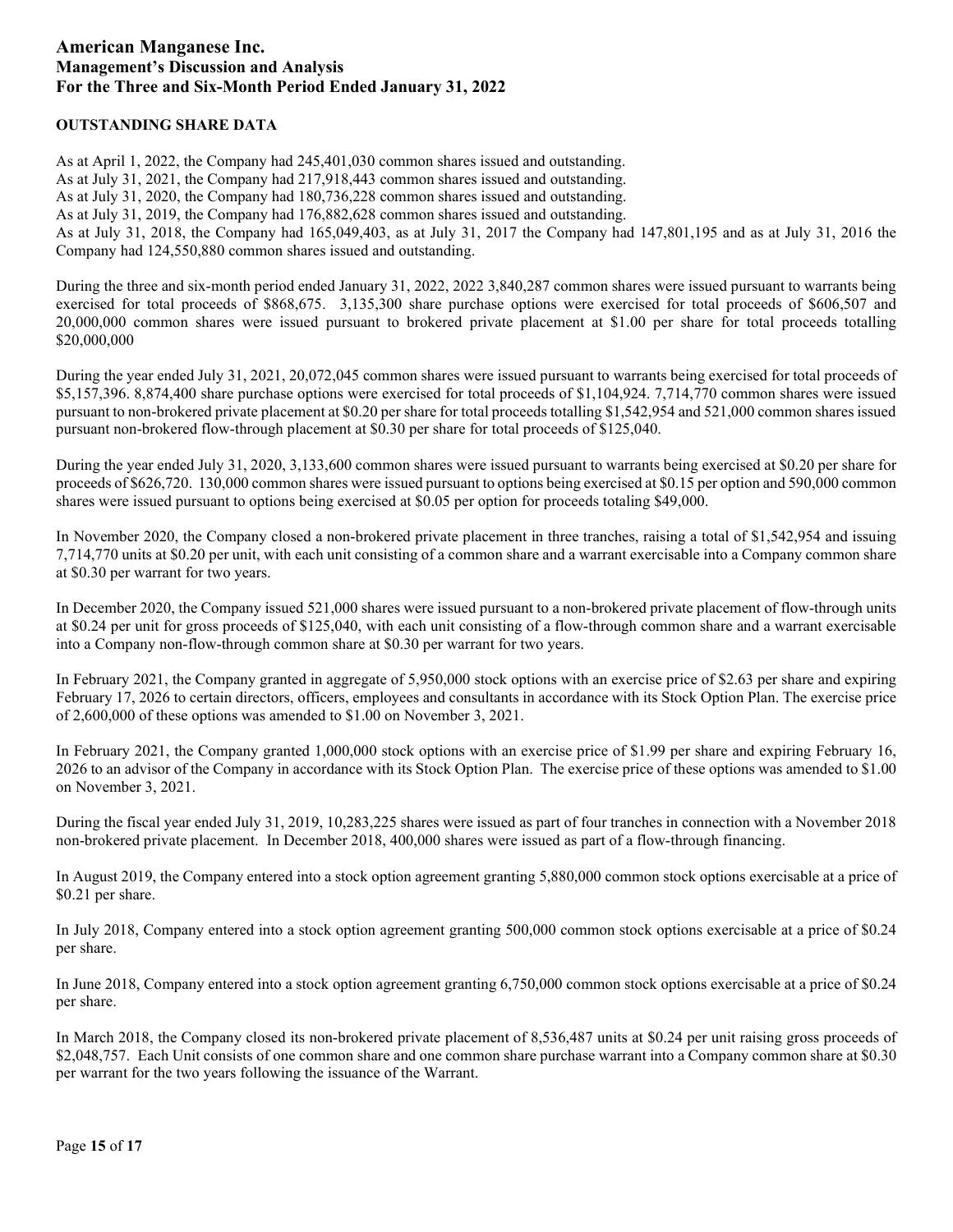## OUTSTANDING SHARE DATA

As at April 1, 2022, the Company had 245,401,030 common shares issued and outstanding.
As at July 31, 2021, the Company had 217,918,443 common shares issued and outstanding.
As at July 31, 2020, the Company had 180,736,228 common shares issued and outstanding.
As at July 31, 2019, the Company had 176,882,628 common shares issued and outstanding.
As at July 31, 2018, the Company had 165,049,403, as at July 31, 2017 the Company had 147,801,195 and as at July 31, 2016 the Company had 124,550,880 common shares issued and outstanding.

During the three and six-month period ended January 31, 2022, 2022 3,840,287 common shares were issued pursuant to warrants being exercised for total proceeds of $868,675. 3,135,300 share purchase options were exercised for total proceeds of $606,507 and 20,000,000 common shares were issued pursuant to brokered private placement at $1.00 per share for total proceeds totalling $20,000,000

During the year ended July 31, 2021, 20,072,045 common shares were issued pursuant to warrants being exercised for total proceeds of $5,157,396. 8,874,400 share purchase options were exercised for total proceeds of $1,104,924. 7,714,770 common shares were issued pursuant to non-brokered private placement at $0.20 per share for total proceeds totalling $1,542,954 and 521,000 common shares issued pursuant non-brokered flow-through placement at $0.30 per share for total proceeds of $125,040.

During the year ended July 31, 2020, 3,133,600 common shares were issued pursuant to warrants being exercised at $0.20 per share for proceeds of $626,720. 130,000 common shares were issued pursuant to options being exercised at $0.15 per option and 590,000 common shares were issued pursuant to options being exercised at $0.05 per option for proceeds totaling $49,000.

In November 2020, the Company closed a non-brokered private placement in three tranches, raising a total of $1,542,954 and issuing 7,714,770 units at $0.20 per unit, with each unit consisting of a common share and a warrant exercisable into a Company common share at $0.30 per warrant for two years.

In December 2020, the Company issued 521,000 shares were issued pursuant to a non-brokered private placement of flow-through units at $0.24 per unit for gross proceeds of $125,040, with each unit consisting of a flow-through common share and a warrant exercisable into a Company non-flow-through common share at $0.30 per warrant for two years.

In February 2021, the Company granted in aggregate of 5,950,000 stock options with an exercise price of $2.63 per share and expiring February 17, 2026 to certain directors, officers, employees and consultants in accordance with its Stock Option Plan. The exercise price of 2,600,000 of these options was amended to $1.00 on November 3, 2021.

In February 2021, the Company granted 1,000,000 stock options with an exercise price of $1.99 per share and expiring February 16, 2026 to an advisor of the Company in accordance with its Stock Option Plan. The exercise price of these options was amended to $1.00 on November 3, 2021.

During the fiscal year ended July 31, 2019, 10,283,225 shares were issued as part of four tranches in connection with a November 2018 non-brokered private placement. In December 2018, 400,000 shares were issued as part of a flow-through financing.

In August 2019, the Company entered into a stock option agreement granting 5,880,000 common stock options exercisable at a price of $0.21 per share.

In July 2018, Company entered into a stock option agreement granting 500,000 common stock options exercisable at a price of $0.24 per share.

In June 2018, Company entered into a stock option agreement granting 6,750,000 common stock options exercisable at a price of $0.24 per share.

In March 2018, the Company closed its non-brokered private placement of 8,536,487 units at $0.24 per unit raising gross proceeds of $2,048,757. Each Unit consists of one common share and one common share purchase warrant into a Company common share at $0.30 per warrant for the two years following the issuance of the Warrant.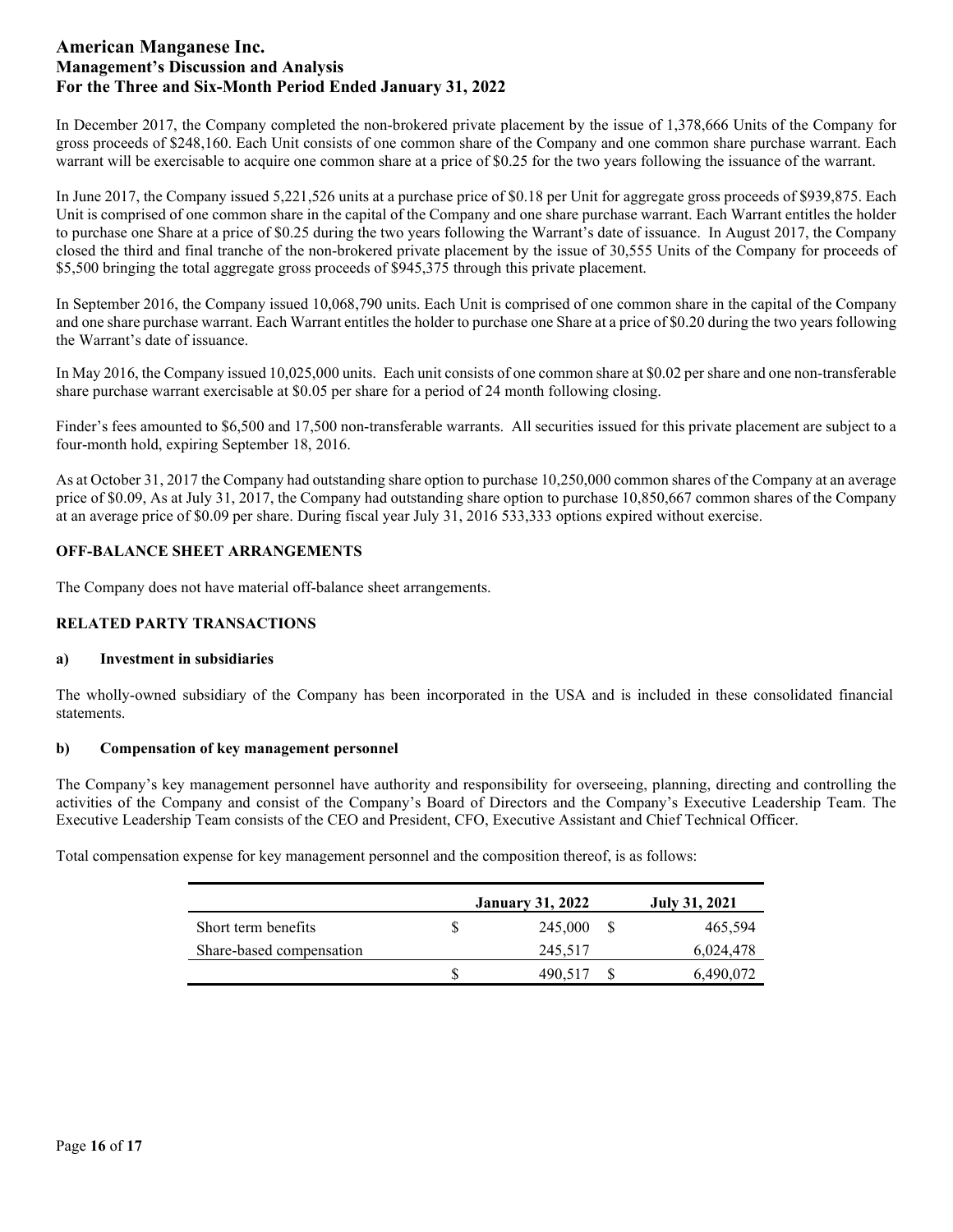In December 2017, the Company completed the non-brokered private placement by the issue of 1,378,666 Units of the Company for gross proceeds of $248,160. Each Unit consists of one common share of the Company and one common share purchase warrant. Each warrant will be exercisable to acquire one common share at a price of $0.25 for the two years following the issuance of the warrant.

In June 2017, the Company issued 5,221,526 units at a purchase price of $0.18 per Unit for aggregate gross proceeds of $939,875. Each Unit is comprised of one common share in the capital of the Company and one share purchase warrant. Each Warrant entitles the holder to purchase one Share at a price of $0.25 during the two years following the Warrant's date of issuance. In August 2017, the Company closed the third and final tranche of the non-brokered private placement by the issue of 30,555 Units of the Company for proceeds of $5,500 bringing the total aggregate gross proceeds of $945,375 through this private placement.

In September 2016, the Company issued 10,068,790 units. Each Unit is comprised of one common share in the capital of the Company and one share purchase warrant. Each Warrant entitles the holder to purchase one Share at a price of $0.20 during the two years following the Warrant's date of issuance.

In May 2016, the Company issued 10,025,000 units. Each unit consists of one common share at $0.02 per share and one non-transferable share purchase warrant exercisable at $0.05 per share for a period of 24 month following closing.

Finder's fees amounted to $6,500 and 17,500 non-transferable warrants. All securities issued for this private placement are subject to a four-month hold, expiring September 18, 2016.

As at October 31, 2017 the Company had outstanding share option to purchase 10,250,000 common shares of the Company at an average price of $0.09, As at July 31, 2017, the Company had outstanding share option to purchase 10,850,667 common shares of the Company at an average price of $0.09 per share. During fiscal year July 31, 2016 533,333 options expired without exercise.

## OFF-BALANCE SHEET ARRANGEMENTS

The Company does not have material off-balance sheet arrangements.

## RELATED PARTY TRANSACTIONS

### a) Investment in subsidiaries

The wholly-owned subsidiary of the Company has been incorporated in the USA and is included in these consolidated financial statements.

### b) Compensation of key management personnel

The Company's key management personnel have authority and responsibility for overseeing, planning, directing and controlling the activities of the Company and consist of the Company's Board of Directors and the Company's Executive Leadership Team. The Executive Leadership Team consists of the CEO and President, CFO, Executive Assistant and Chief Technical Officer.

Total compensation expense for key management personnel and the composition thereof, is as follows:

| | January 31, 2022 | July 31, 2021 |
|---|---|---|
| Short term benefits | $ 245,000 | $ 465,594 |
| Share-based compensation | 245,517 | 6,024,478 |
| | $ 490,517 | $ 6,490,072 |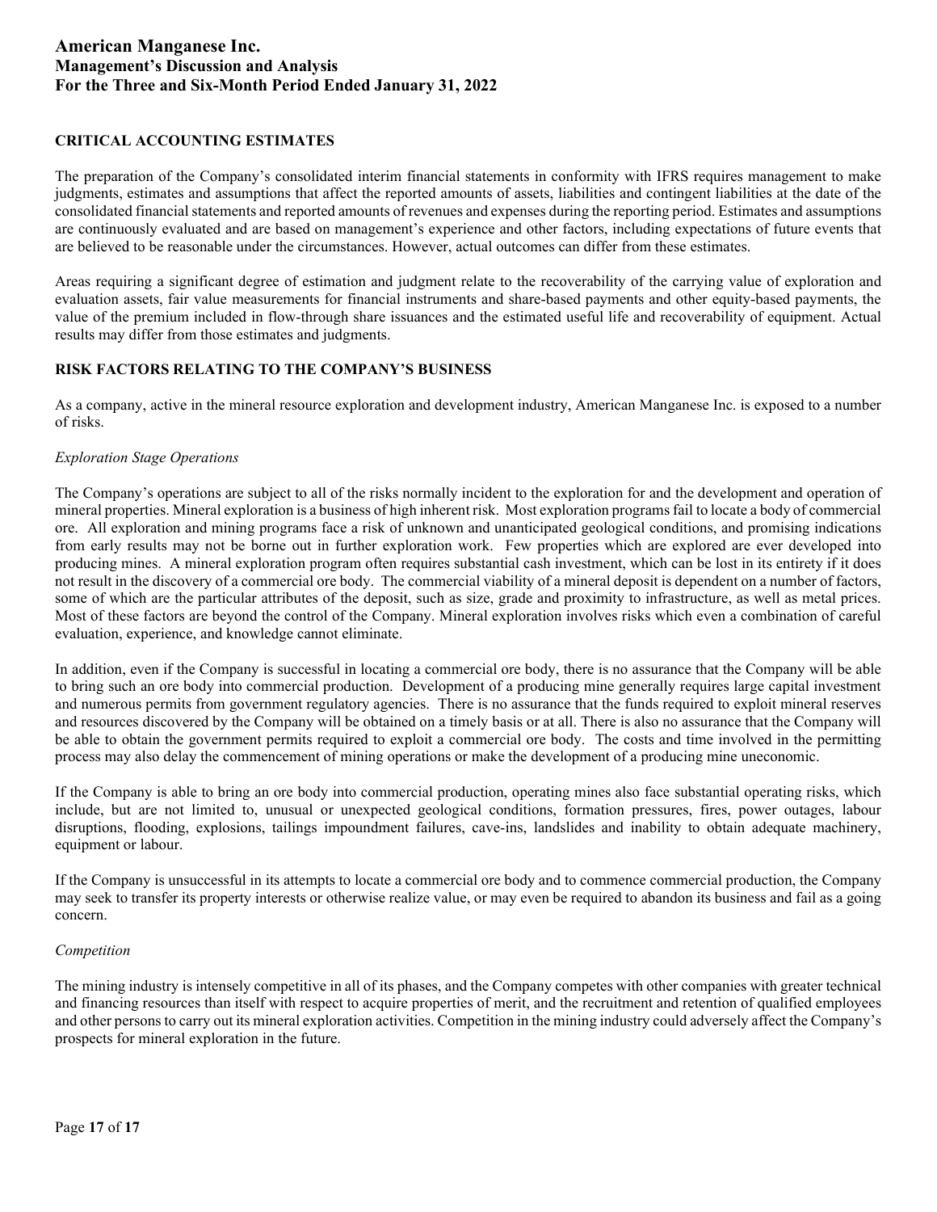## CRITICAL ACCOUNTING ESTIMATES

The preparation of the Company's consolidated interim financial statements in conformity with IFRS requires management to make judgments, estimates and assumptions that affect the reported amounts of assets, liabilities and contingent liabilities at the date of the consolidated financial statements and reported amounts of revenues and expenses during the reporting period. Estimates and assumptions are continuously evaluated and are based on management's experience and other factors, including expectations of future events that are believed to be reasonable under the circumstances. However, actual outcomes can differ from these estimates.

Areas requiring a significant degree of estimation and judgment relate to the recoverability of the carrying value of exploration and evaluation assets, fair value measurements for financial instruments and share-based payments and other equity-based payments, the value of the premium included in flow-through share issuances and the estimated useful life and recoverability of equipment. Actual results may differ from those estimates and judgments.

## RISK FACTORS RELATING TO THE COMPANY'S BUSINESS

As a company, active in the mineral resource exploration and development industry, American Manganese Inc. is exposed to a number of risks.

### *Exploration Stage Operations*

The Company's operations are subject to all of the risks normally incident to the exploration for and the development and operation of mineral properties. Mineral exploration is a business of high inherent risk. Most exploration programs fail to locate a body of commercial ore. All exploration and mining programs face a risk of unknown and unanticipated geological conditions, and promising indications from early results may not be borne out in further exploration work. Few properties which are explored are ever developed into producing mines. A mineral exploration program often requires substantial cash investment, which can be lost in its entirety if it does not result in the discovery of a commercial ore body. The commercial viability of a mineral deposit is dependent on a number of factors, some of which are the particular attributes of the deposit, such as size, grade and proximity to infrastructure, as well as metal prices. Most of these factors are beyond the control of the Company. Mineral exploration involves risks which even a combination of careful evaluation, experience, and knowledge cannot eliminate.

In addition, even if the Company is successful in locating a commercial ore body, there is no assurance that the Company will be able to bring such an ore body into commercial production. Development of a producing mine generally requires large capital investment and numerous permits from government regulatory agencies. There is no assurance that the funds required to exploit mineral reserves and resources discovered by the Company will be obtained on a timely basis or at all. There is also no assurance that the Company will be able to obtain the government permits required to exploit a commercial ore body. The costs and time involved in the permitting process may also delay the commencement of mining operations or make the development of a producing mine uneconomic.

If the Company is able to bring an ore body into commercial production, operating mines also face substantial operating risks, which include, but are not limited to, unusual or unexpected geological conditions, formation pressures, fires, power outages, labour disruptions, flooding, explosions, tailings impoundment failures, cave-ins, landslides and inability to obtain adequate machinery, equipment or labour.

If the Company is unsuccessful in its attempts to locate a commercial ore body and to commence commercial production, the Company may seek to transfer its property interests or otherwise realize value, or may even be required to abandon its business and fail as a going concern.

### *Competition*

The mining industry is intensely competitive in all of its phases, and the Company competes with other companies with greater technical and financing resources than itself with respect to acquire properties of merit, and the recruitment and retention of qualified employees and other persons to carry out its mineral exploration activities. Competition in the mining industry could adversely affect the Company's prospects for mineral exploration in the future.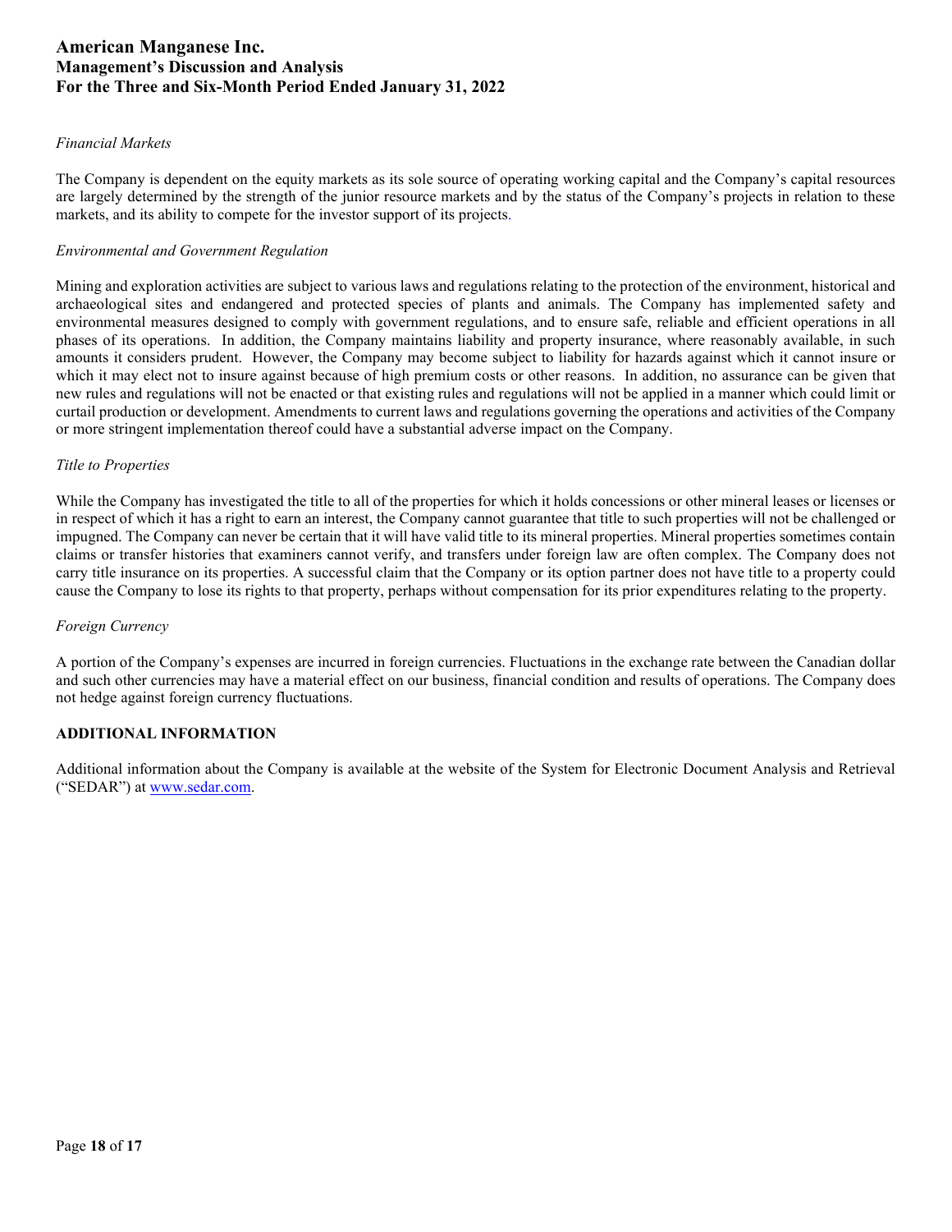*Financial Markets*

The Company is dependent on the equity markets as its sole source of operating working capital and the Company's capital resources are largely determined by the strength of the junior resource markets and by the status of the Company's projects in relation to these markets, and its ability to compete for the investor support of its projects.

*Environmental and Government Regulation*

Mining and exploration activities are subject to various laws and regulations relating to the protection of the environment, historical and archaeological sites and endangered and protected species of plants and animals. The Company has implemented safety and environmental measures designed to comply with government regulations, and to ensure safe, reliable and efficient operations in all phases of its operations. In addition, the Company maintains liability and property insurance, where reasonably available, in such amounts it considers prudent. However, the Company may become subject to liability for hazards against which it cannot insure or which it may elect not to insure against because of high premium costs or other reasons. In addition, no assurance can be given that new rules and regulations will not be enacted or that existing rules and regulations will not be applied in a manner which could limit or curtail production or development. Amendments to current laws and regulations governing the operations and activities of the Company or more stringent implementation thereof could have a substantial adverse impact on the Company.

*Title to Properties*

While the Company has investigated the title to all of the properties for which it holds concessions or other mineral leases or licenses or in respect of which it has a right to earn an interest, the Company cannot guarantee that title to such properties will not be challenged or impugned. The Company can never be certain that it will have valid title to its mineral properties. Mineral properties sometimes contain claims or transfer histories that examiners cannot verify, and transfers under foreign law are often complex. The Company does not carry title insurance on its properties. A successful claim that the Company or its option partner does not have title to a property could cause the Company to lose its rights to that property, perhaps without compensation for its prior expenditures relating to the property.

*Foreign Currency*

A portion of the Company's expenses are incurred in foreign currencies. Fluctuations in the exchange rate between the Canadian dollar and such other currencies may have a material effect on our business, financial condition and results of operations. The Company does not hedge against foreign currency fluctuations.

## ADDITIONAL INFORMATION

Additional information about the Company is available at the website of the System for Electronic Document Analysis and Retrieval ("SEDAR") at [www.sedar.com](http://www.sedar.com).